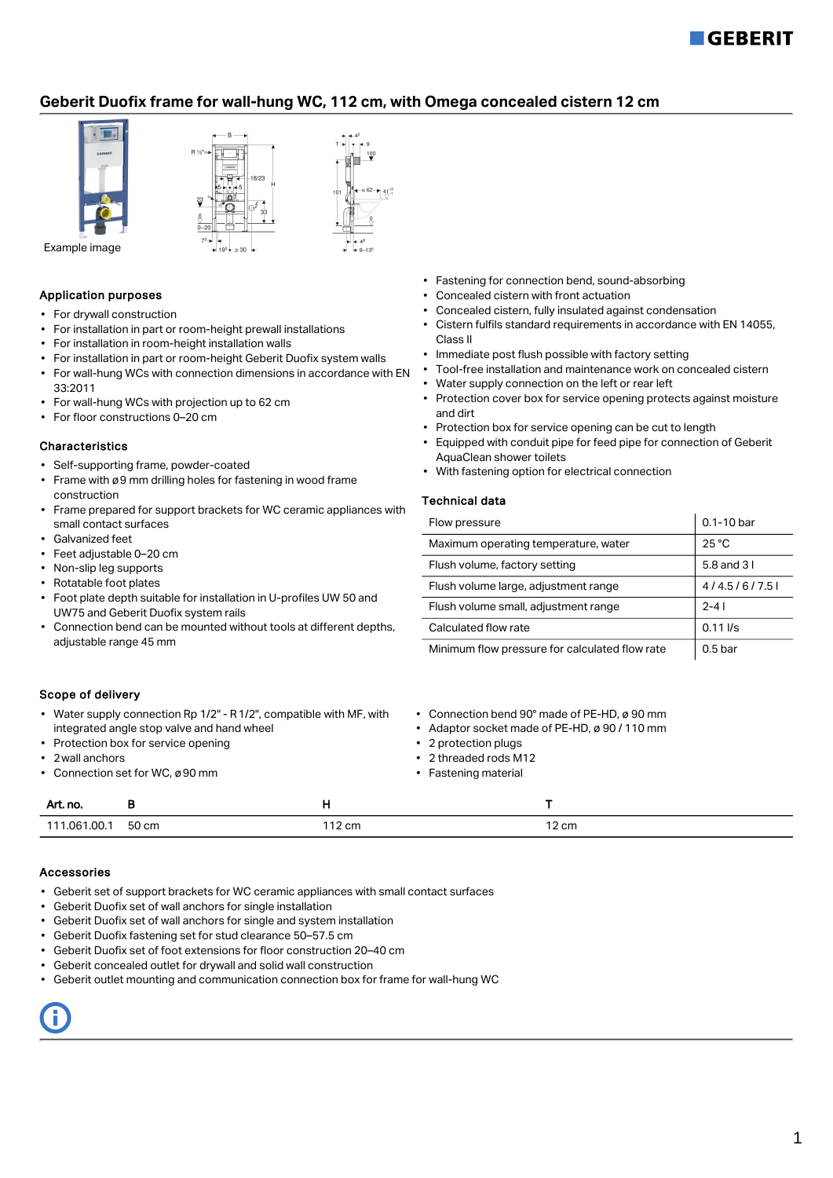# Geberit Duofix frame for wall-hung WC, 112 cm, with Omega concealed cistern 12 cm

Example image

## Application purposes

- For drywall construction
- For installation in part or room-height prewall installations
- For installation in room-height installation walls
- For installation in part or room-height Geberit Duofix system walls
- For wall-hung WCs with connection dimensions in accordance with EN 33:2011
- For wall-hung WCs with projection up to 62 cm
- For floor constructions 0–20 cm

## Characteristics

- Self-supporting frame, powder-coated
- Frame with ø 9 mm drilling holes for fastening in wood frame construction
- Frame prepared for support brackets for WC ceramic appliances with small contact surfaces
- Galvanized feet
- Feet adjustable 0–20 cm
- Non-slip leg supports
- Rotatable foot plates
- Foot plate depth suitable for installation in U-profiles UW 50 and UW75 and Geberit Duofix system rails
- Connection bend can be mounted without tools at different depths, adjustable range 45 mm
- Fastening for connection bend, sound-absorbing
- Concealed cistern with front actuation
- Concealed cistern, fully insulated against condensation
- Cistern fulfils standard requirements in accordance with EN 14055, Class II
- Immediate post flush possible with factory setting
- Tool-free installation and maintenance work on concealed cistern
- Water supply connection on the left or rear left
- Protection cover box for service opening protects against moisture and dirt
- Protection box for service opening can be cut to length
- Equipped with conduit pipe for feed pipe for connection of Geberit AquaClean shower toilets
- With fastening option for electrical connection

## Technical data

| | |
|---|---|
| Flow pressure | 0.1-10 bar |
| Maximum operating temperature, water | 25 °C |
| Flush volume, factory setting | 5.8 and 3 l |
| Flush volume large, adjustment range | 4 / 4.5 / 6 / 7.5 l |
| Flush volume small, adjustment range | 2-4 l |
| Calculated flow rate | 0.11 l/s |
| Minimum flow pressure for calculated flow rate | 0.5 bar |

## Scope of delivery

- Water supply connection Rp 1/2" - R 1/2", compatible with MF, with integrated angle stop valve and hand wheel
- Protection box for service opening
- 2 wall anchors
- Connection set for WC, ø 90 mm
- Connection bend 90° made of PE-HD, ø 90 mm
- Adaptor socket made of PE-HD, ø 90 / 110 mm
- 2 protection plugs
- 2 threaded rods M12
- Fastening material

| Art. no. | B | H | T |
|---|---|---|---|
| 111.061.00.1 | 50 cm | 112 cm | 12 cm |

## Accessories

- Geberit set of support brackets for WC ceramic appliances with small contact surfaces
- Geberit Duofix set of wall anchors for single installation
- Geberit Duofix set of wall anchors for single and system installation
- Geberit Duofix fastening set for stud clearance 50–57.5 cm
- Geberit Duofix set of foot extensions for floor construction 20–40 cm
- Geberit concealed outlet for drywall and solid wall construction
- Geberit outlet mounting and communication connection box for frame for wall-hung WC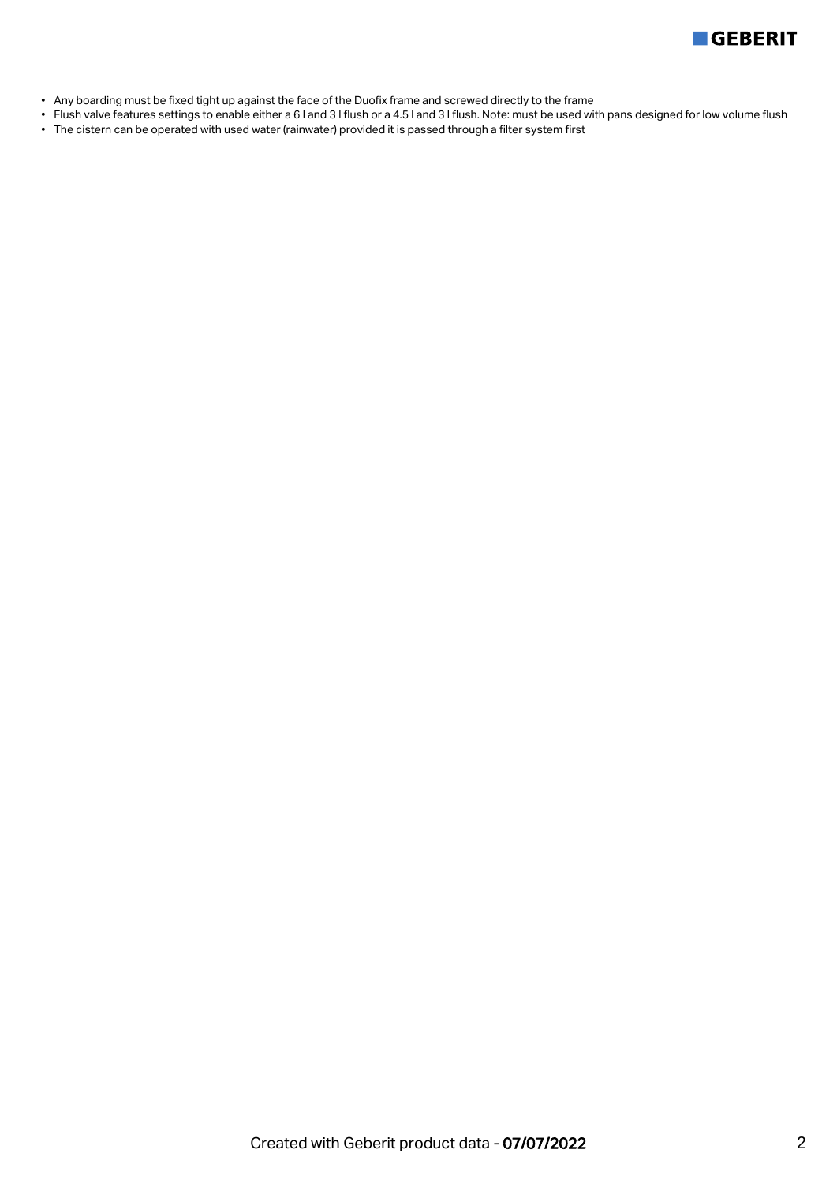- Any boarding must be fixed tight up against the face of the Duofix frame and screwed directly to the frame
- Flush valve features settings to enable either a 6 l and 3 l flush or a 4.5 l and 3 l flush. Note: must be used with pans designed for low volume flush
- The cistern can be operated with used water (rainwater) provided it is passed through a filter system first